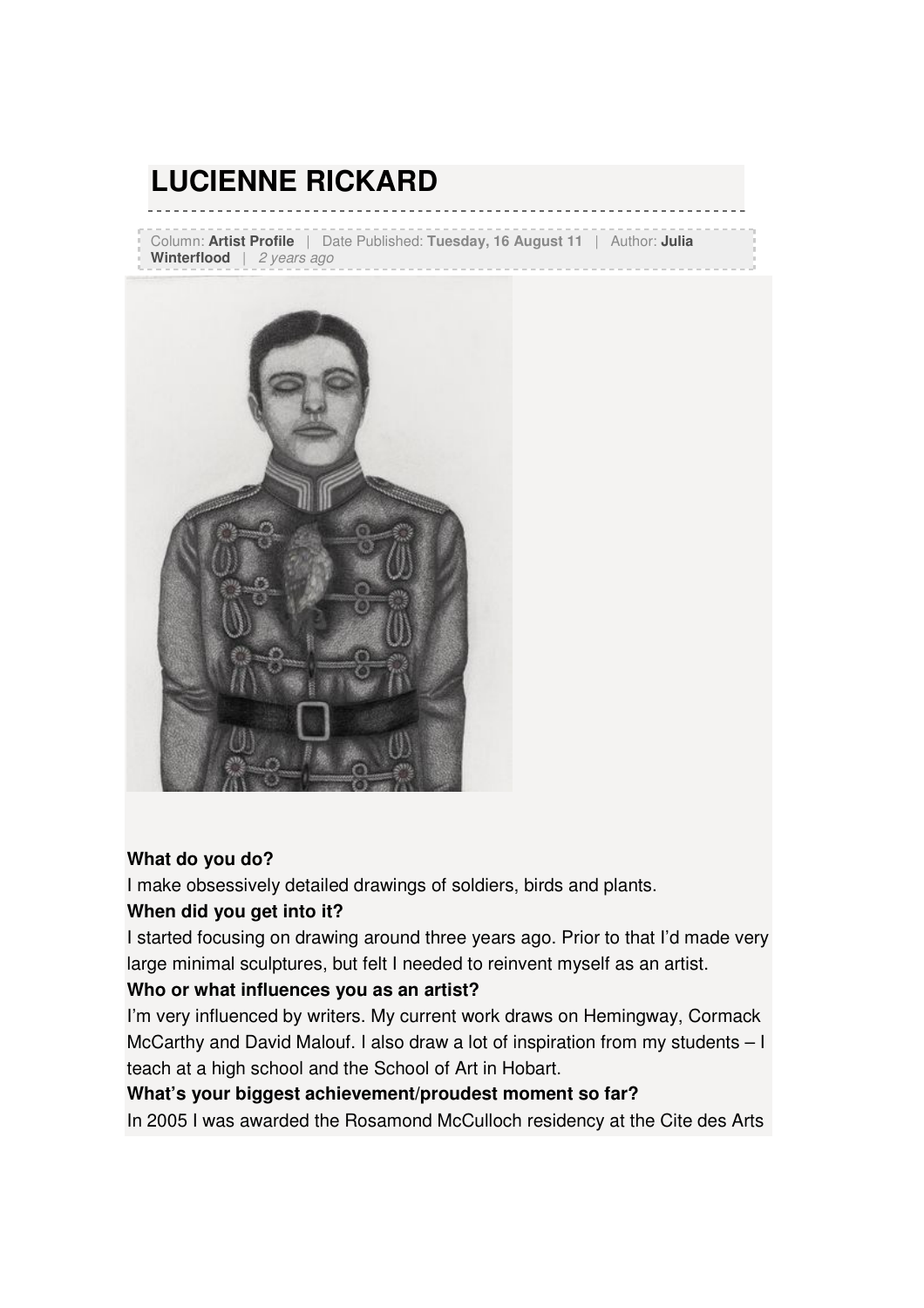# LUCIENNE RICKARD

Column: **Artist Profile** | Date Published: **Tuesday, 16 August 11** | Author: **Julia Winterflood** | *2 years ago*

**What do you do?**

I make obsessively detailed drawings of soldiers, birds and plants.

**When did you get into it?**

I started focusing on drawing around three years ago. Prior to that I'd made very large minimal sculptures, but felt I needed to reinvent myself as an artist.

**Who or what influences you as an artist?**

I'm very influenced by writers. My current work draws on Hemingway, Cormack McCarthy and David Malouf. I also draw a lot of inspiration from my students – I teach at a high school and the School of Art in Hobart.

**What's your biggest achievement/proudest moment so far?**

In 2005 I was awarded the Rosamond McCulloch residency at the Cite des Arts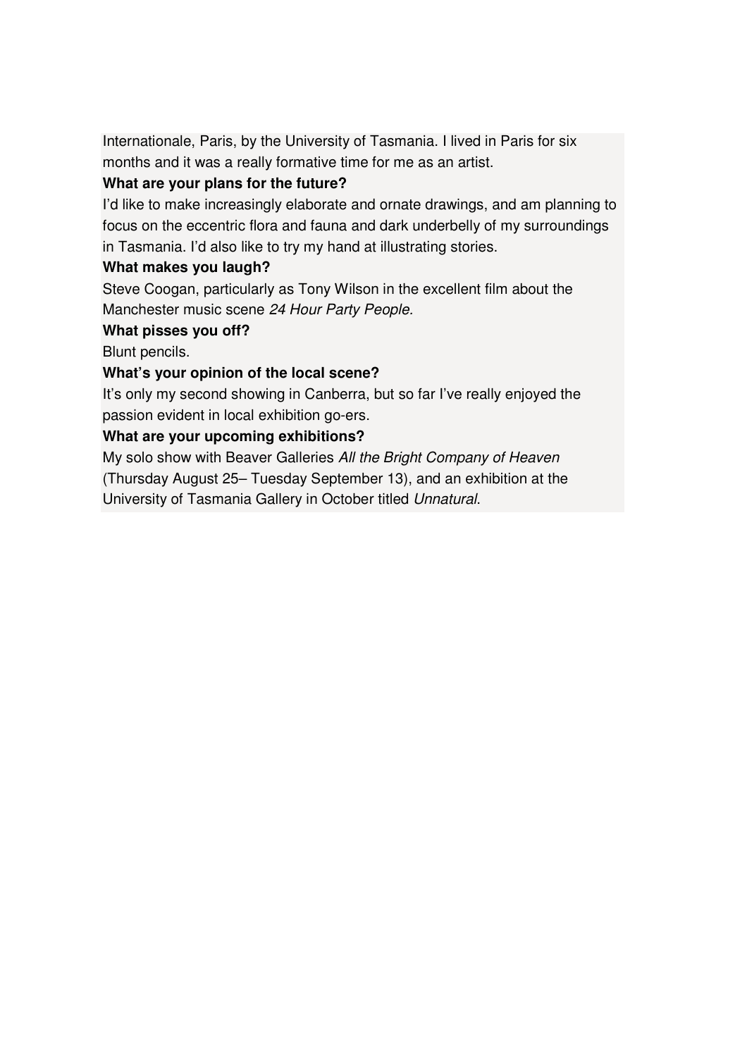Internationale, Paris, by the University of Tasmania. I lived in Paris for six months and it was a really formative time for me as an artist.

**What are your plans for the future?**

I'd like to make increasingly elaborate and ornate drawings, and am planning to focus on the eccentric flora and fauna and dark underbelly of my surroundings in Tasmania. I'd also like to try my hand at illustrating stories.

**What makes you laugh?**

Steve Coogan, particularly as Tony Wilson in the excellent film about the Manchester music scene *24 Hour Party People.*

**What pisses you off?**

Blunt pencils.

**What's your opinion of the local scene?**

It's only my second showing in Canberra, but so far I've really enjoyed the passion evident in local exhibition go-ers.

**What are your upcoming exhibitions?**

My solo show with Beaver Galleries *All the Bright Company of Heaven* (Thursday August 25– Tuesday September 13), and an exhibition at the University of Tasmania Gallery in October titled *Unnatural*.